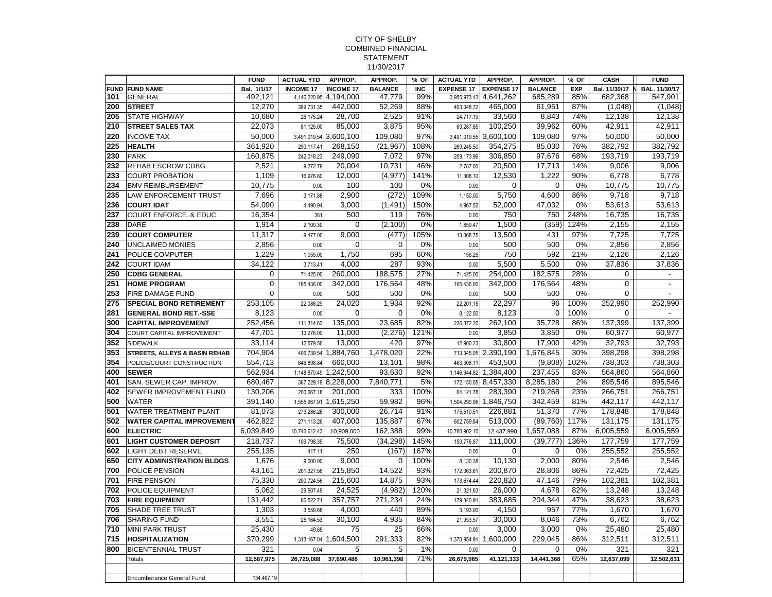CITY OF SHELBY
COMBINED FINANCIAL
STATEMENT
11/30/2017

| FUND | FUND NAME | FUND Bal. 1/1/17 | ACTUAL YTD INCOME 17 | APPROP. INCOME 17 | APPROP. BALANCE | % OF INC | ACTUAL YTD EXPENSE 17 | APPROP. EXPENSE 17 | APPROP. BALANCE | % OF EXP | CASH Bal. 11/30/17 | FUND BAL. 11/30/17 |
|---|---|---|---|---|---|---|---|---|---|---|---|---|
| 101 | GENERAL | 492,121 | 4,146,220.95 | 4,194,000 | 47,779 | 99% | 3,955,973.43 | 4,641,262 | 685,289 | 85% | 682,368 | 547,901 |
| 200 | **STREET** | 12,270 | 389,731.35 | 442,000 | 52,269 | 88% | 403,048.72 | 465,000 | 61,951 | 87% | (1,048) | (1,048) |
| 205 | STATE HIGHWAY | 10,680 | 26,175.24 | 28,700 | 2,525 | 91% | 24,717.19 | 33,560 | 8,843 | 74% | 12,138 | 12,138 |
| 210 | **STREET SALES TAX** | 22,073 | 81,125.00 | 85,000 | 3,875 | 95% | 60,287.85 | 100,250 | 39,962 | 60% | 42,911 | 42,911 |
| 220 | INCOME TAX | 50,000 | 3,491,019.54 | 3,600,100 | 109,080 | 97% | 3,491,019.55 | 3,600,100 | 109,080 | 97% | 50,000 | 50,000 |
| 225 | **HEALTH** | 361,920 | 290,117.41 | 268,150 | (21,967) | 108% | 269,245.50 | 354,275 | 85,030 | 76% | 382,792 | 382,792 |
| 230 | PARK | 160,875 | 242,018.23 | 249,090 | 7,072 | 97% | 209,173.96 | 306,850 | 97,676 | 68% | 193,719 | 193,719 |
| 232 | REHAB ESCROW CDBG | 2,521 | 9,272.79 | 20,004 | 10,731 | 46% | 2,787.00 | 20,500 | 17,713 | 14% | 9,006 | 9,006 |
| 233 | COURT PROBATION | 1,109 | 16,976.80 | 12,000 | (4,977) | 141% | 11,308.10 | 12,530 | 1,222 | 90% | 6,778 | 6,778 |
| 234 | BMV REIMBURSEMENT | 10,775 | 0.00 | 100 | 100 | 0% | 0.00 | 0 | 0 | 0% | 10,775 | 10,775 |
| 235 | LAW ENFORCEMENT TRUST | 7,696 | 3,171.88 | 2,900 | (272) | 109% | 1,150.00 | 5,750 | 4,600 | 86% | 9,718 | 9,718 |
| 236 | **COURT IDAT** | 54,090 | 4,490.94 | 3,000 | (1,491) | 150% | 4,967.52 | 52,000 | 47,032 | 0% | 53,613 | 53,613 |
| 237 | COURT ENFORCE. & EDUC. | 16,354 | 381 | 500 | 119 | 76% | 0.00 | 750 | 750 | 248% | 16,735 | 16,735 |
| 238 | DARE | 1,914 | 2,100.30 | 0 | (2,100) | 0% | 1,859.47 | 1,500 | (359) | 124% | 2,155 | 2,155 |
| 239 | **COURT COMPUTER** | 11,317 | 9,477.00 | 9,000 | (477) | 105% | 13,068.75 | 13,500 | 431 | 97% | 7,725 | 7,725 |
| 240 | UNCLAIMED MONIES | 2,856 | 0.00 | 0 | 0 | 0% | 0.00 | 500 | 500 | 0% | 2,856 | 2,856 |
| 241 | POLICE COMPUTER | 1,229 | 1,055.00 | 1,750 | 695 | 60% | 158.25 | 750 | 592 | 21% | 2,126 | 2,126 |
| 242 | COURT IDAM | 34,122 | 3,713.41 | 4,000 | 287 | 93% | 0.00 | 5,500 | 5,500 | 0% | 37,836 | 37,836 |
| 250 | **CDBG GENERAL** | 0 | 71,425.00 | 260,000 | 188,575 | 27% | 71,425.00 | 254,000 | 182,575 | 28% | 0 | - |
| 251 | **HOME PROGRAM** | 0 | 165,436.00 | 342,000 | 176,564 | 48% | 165,436.00 | 342,000 | 176,564 | 48% | 0 | - |
| 253 | FIRE DAMAGE FUND | 0 | 0.00 | 500 | 500 | 0% | 0.00 | 500 | 500 | 0% | 0 | - |
| 275 | **SPECIAL BOND RETIREMENT** | 253,105 | 22,086.29 | 24,020 | 1,934 | 92% | 22,201.15 | 22,297 | 96 | 100% | 252,990 | 252,990 |
| 281 | **GENERAL BOND RET.-SSE** | 8,123 | 0.00 | 0 | 0 | 0% | 8,122.50 | 8,123 | 0 | 100% | 0 | - |
| 300 | **CAPITAL IMPROVEMENT** | 252,456 | 111,314.63 | 135,000 | 23,685 | 82% | 226,372.20 | 262,100 | 35,728 | 86% | 137,399 | 137,399 |
| 304 | COURT CAPITAL IMPROVEMENT | 47,701 | 13,276.00 | 11,000 | (2,276) | 121% | 0.00 | 3,850 | 3,850 | 0% | 60,977 | 60,977 |
| 352 | SIDEWALK | 33,114 | 12,579.56 | 13,000 | 420 | 97% | 12,900.23 | 30,800 | 17,900 | 42% | 32,793 | 32,793 |
| 353 | **STREETS, ALLEYS & BASIN REHAB** | 704,904 | 406,739.54 | 1,884,760 | 1,478,020 | 22% | 713,345.05 | 2,390,190 | 1,676,845 | 30% | 398,298 | 398,298 |
| 354 | POLICE/COURT CONSTRUCTION | 554,713 | 646,898.84 | 660,000 | 13,101 | 98% | 463,308.11 | 453,500 | (9,808) | 102% | 738,303 | 738,303 |
| 400 | **SEWER** | 562,934 | 1,148,870.49 | 1,242,500 | 93,630 | 92% | 1,146,944.82 | 1,384,400 | 237,455 | 83% | 564,860 | 564,860 |
| 401 | SAN. SEWER CAP. IMPROV. | 680,467 | 387,229.19 | 8,228,000 | 7,840,771 | 5% | 172,150.05 | 8,457,330 | 8,285,180 | 2% | 895,546 | 895,546 |
| 402 | SEWER IMPROVEMENT FUND | 130,206 | 200,667.18 | 201,000 | 333 | 100% | 64,121.78 | 283,390 | 219,268 | 23% | 266,751 | 266,751 |
| 500 | WATER | 391,140 | 1,555,267.91 | 1,615,250 | 59,982 | 96% | 1,504,290.96 | 1,846,750 | 342,459 | 81% | 442,117 | 442,117 |
| 501 | WATER TREATMENT PLANT | 81,073 | 273,286.26 | 300,000 | 26,714 | 91% | 175,510.51 | 226,881 | 51,370 | 77% | 178,848 | 178,848 |
| 502 | **WATER CAPITAL IMPROVEMENT** | 462,822 | 271,113.26 | 407,000 | 135,887 | 67% | 602,759.84 | 513,000 | (89,760) | 117% | 131,175 | 131,175 |
| 600 | **ELECTRIC** | 6,039,849 | 10,746,612.43 | 10,909,000 | 162,388 | 99% | 10,780,902.10 | 12,437,990 | 1,657,088 | 87% | 6,005,559 | 6,005,559 |
| 601 | **LIGHT CUSTOMER DEPOSIT** | 218,737 | 109,798.39 | 75,500 | (34,298) | 145% | 150,776.87 | 111,000 | (39,777) | 136% | 177,759 | 177,759 |
| 602 | LIGHT DEBT RESERVE | 255,135 | 417.11 | 250 | (167) | 167% | 0.00 | 0 | 0 | 0% | 255,552 | 255,552 |
| 650 | **CITY ADMINISTRATION BLDGS** | 1,676 | 9,000.00 | 9,000 | 0 | 100% | 8,130.38 | 10,130 | 2,000 | 80% | 2,546 | 2,546 |
| 700 | POLICE PENSION | 43,161 | 201,327.56 | 215,850 | 14,522 | 93% | 172,063.61 | 200,870 | 28,806 | 86% | 72,425 | 72,425 |
| 701 | FIRE PENSION | 75,330 | 200,724.56 | 215,600 | 14,875 | 93% | 173,674.44 | 220,820 | 47,146 | 79% | 102,381 | 102,381 |
| 702 | POLICE EQUIPMENT | 5,062 | 29,507.49 | 24,525 | (4,982) | 120% | 21,321.63 | 26,000 | 4,678 | 82% | 13,248 | 13,248 |
| 703 | **FIRE EQUIPMENT** | 131,442 | 86,522.71 | 357,757 | 271,234 | 24% | 179,340.91 | 383,685 | 204,344 | 47% | 38,623 | 38,623 |
| 705 | SHADE TREE TRUST | 1,303 | 3,559.68 | 4,000 | 440 | 89% | 3,193.00 | 4,150 | 957 | 77% | 1,670 | 1,670 |
| 706 | SHARING FUND | 3,551 | 25,164.53 | 30,100 | 4,935 | 84% | 21,953.57 | 30,000 | 8,046 | 73% | 6,762 | 6,762 |
| 710 | MINI PARK TRUST | 25,430 | 49.85 | 75 | 25 | 66% | 0.00 | 3,000 | 3,000 | 0% | 25,480 | 25,480 |
| 715 | **HOSPITALIZATION** | 370,299 | 1,313,167.04 | 1,604,500 | 291,333 | 82% | 1,370,954.91 | 1,600,000 | 229,045 | 86% | 312,511 | 312,511 |
| 800 | BICENTENNIAL TRUST | 321 | 0.04 | 5 | 5 | 1% | 0.00 | 0 | 0 | 0% | 321 | 321 |
| | Totals | **12,587,975** | **26,729,088** | **37,690,486** | **10,961,398** | 71% | **26,679,965** | **41,121,333** | **14,441,368** | 65% | **12,637,099** | **12,502,631** |
| | | | | | | | | | | | | |
| | Encumberance General Fund | 134,467.19 | | | | | | | | | | |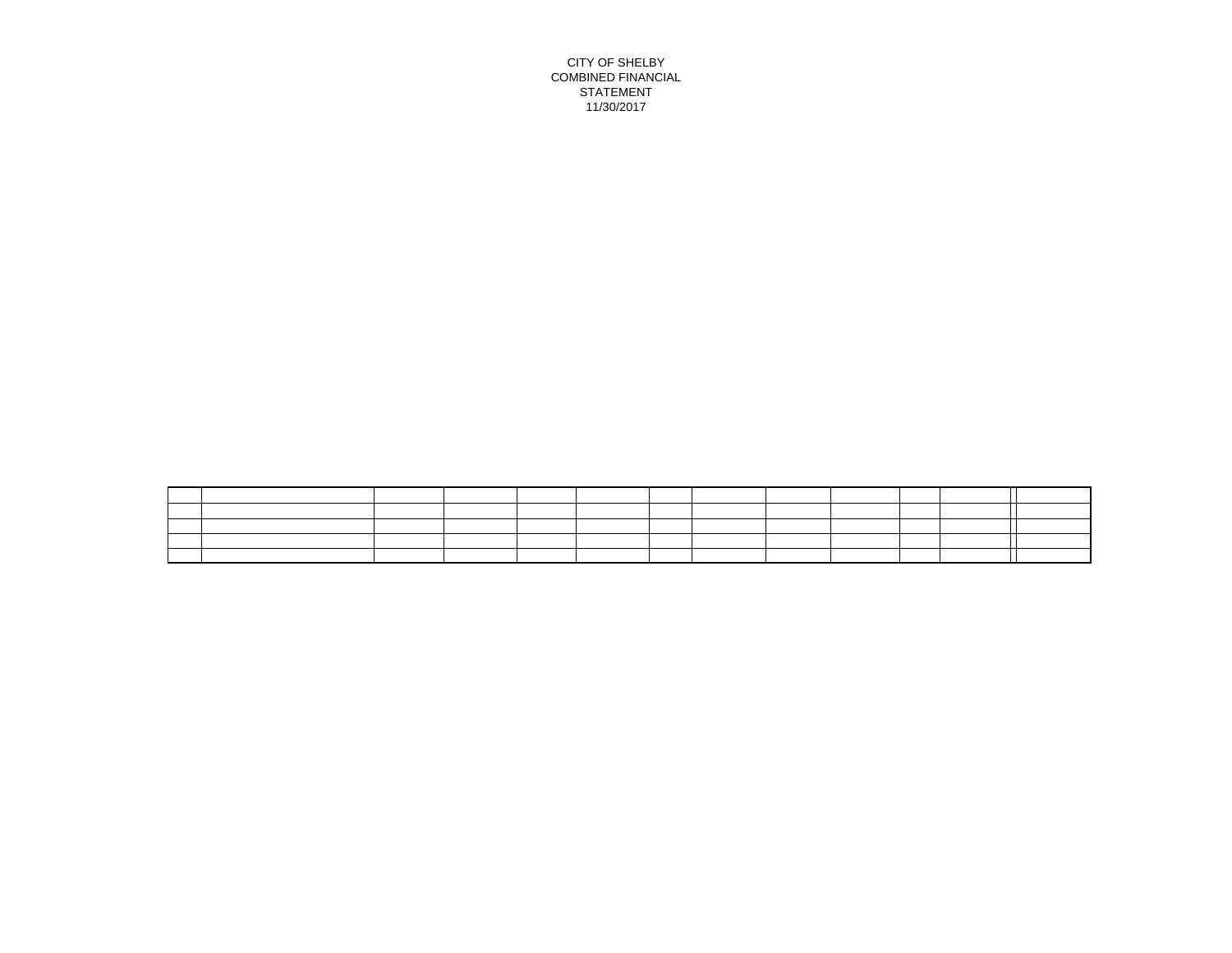CITY OF SHELBY
COMBINED FINANCIAL
STATEMENT
11/30/2017

| | | | | | | | | | | | | | |
|---|---|---|---|---|---|---|---|---|---|---|---|---|---|
| | | | | | | | | | | | | | |
| | | | | | | | | | | | | | |
| | | | | | | | | | | | | | |
| | | | | | | | | | | | | | |
| | | | | | | | | | | | | | |